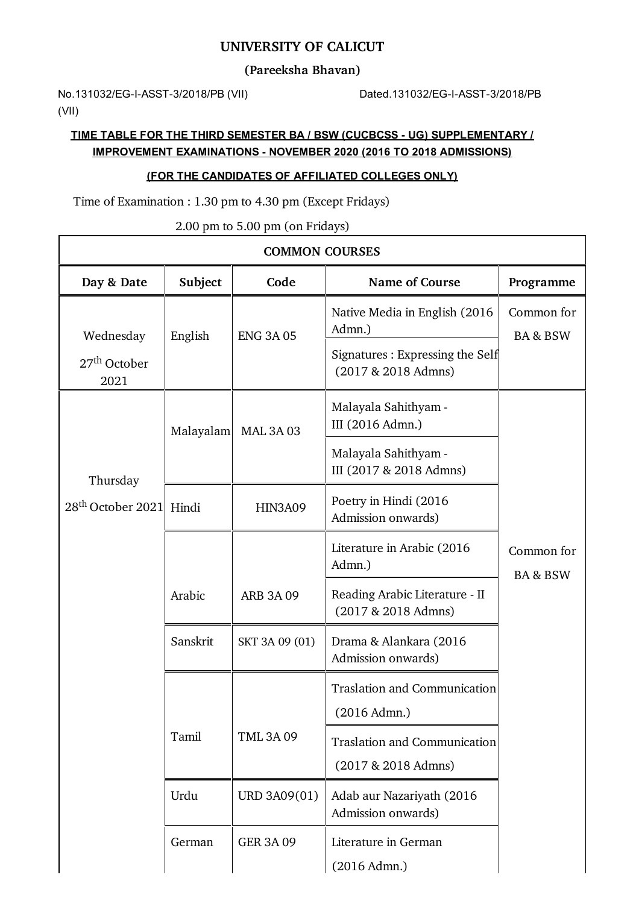# UNIVERSITY OF CALICUT

## (Pareeksha Bhavan)

No.131032/EG-I-ASST-3/2018/PB (VII) Dated.131032/EG-I-ASST-3/2018/PB (VII)

**TIME TABLE FOR THE THIRD SEMESTER BA / BSW (CUCBCSS - UG) SUPPLEMENTARY / IMPROVEMENT EXAMINATIONS - NOVEMBER 2020 (2016 TO 2018 ADMISSIONS)**

**(FOR THE CANDIDATES OF AFFILIATED COLLEGES ONLY)**

Time of Examination : 1.30 pm to 4.30 pm (Except Fridays)

2.00 pm to 5.00 pm (on Fridays)

| COMMON COURSES | | | | |
|---|---|---|---|---|
| **Day & Date** | **Subject** | **Code** | **Name of Course** | **Programme** |
| Wednesday 27th October 2021 | English | ENG 3A 05 | Native Media in English (2016 Admn.) | Common for BA & BSW |
| | | | Signatures : Expressing the Self (2017 & 2018 Admns) | |
| Thursday 28th October 2021 | Malayalam | MAL 3A 03 | Malayala Sahithyam - III (2016 Admn.) | Common for BA & BSW |
| | | | Malayala Sahithyam - III (2017 & 2018 Admns) | |
| | Hindi | HIN3A09 | Poetry in Hindi (2016 Admission onwards) | |
| | Arabic | ARB 3A 09 | Literature in Arabic (2016 Admn.) | |
| | | | Reading Arabic Literature - II (2017 & 2018 Admns) | |
| | Sanskrit | SKT 3A 09 (01) | Drama & Alankara (2016 Admission onwards) | |
| | Tamil | TML 3A 09 | Traslation and Communication (2016 Admn.) | |
| | | | Traslation and Communication (2017 & 2018 Admns) | |
| | Urdu | URD 3A09(01) | Adab aur Nazariyath (2016 Admission onwards) | |
| | German | GER 3A 09 | Literature in German (2016 Admn.) | |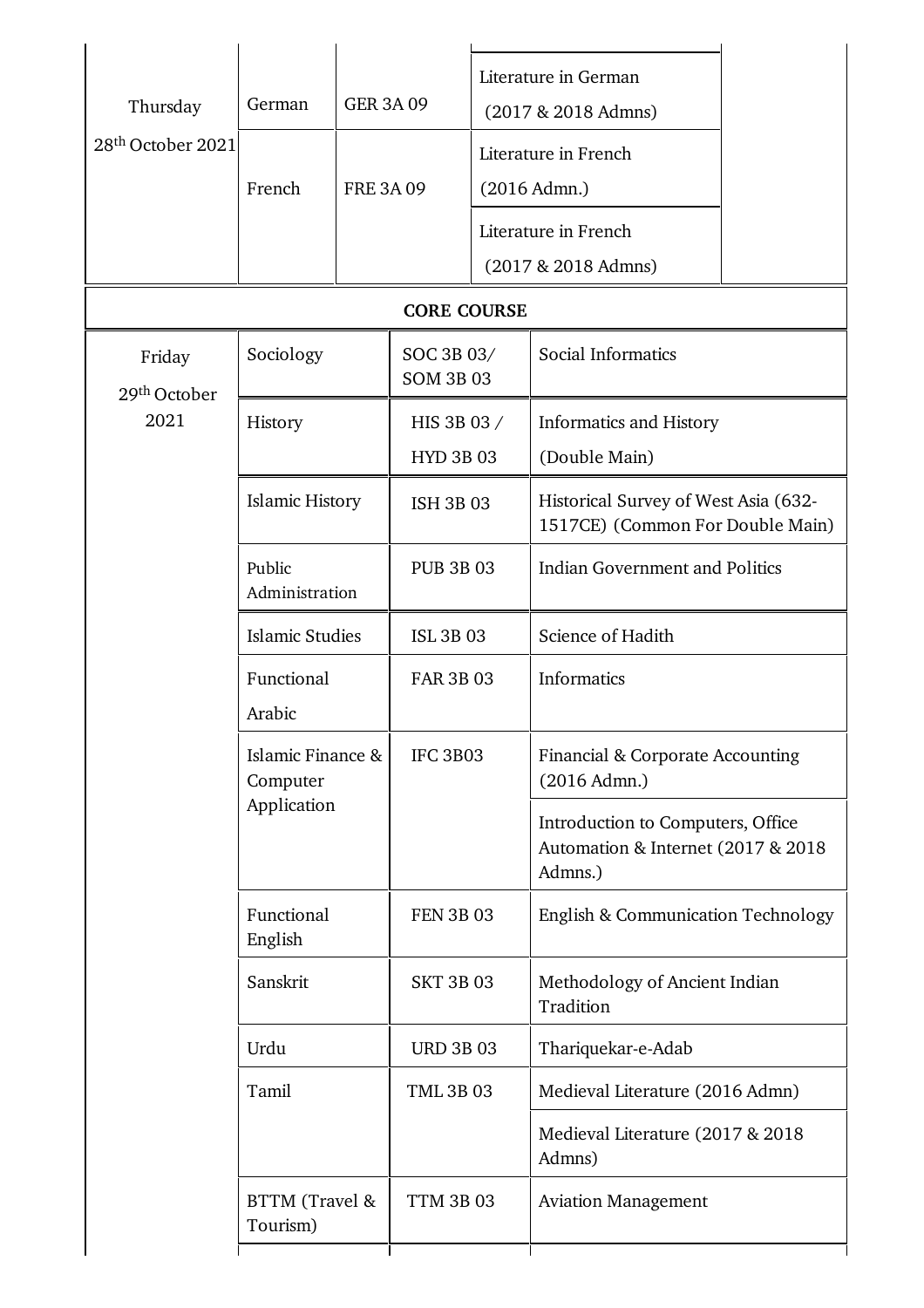| | | | | |
|---|---|---|---|---|
| Thursday 28th October 2021 | German | GER 3A 09 | Literature in German (2017 & 2018 Admns) | |
| | French | FRE 3A 09 | Literature in French (2016 Admn.) | |
| | | | Literature in French (2017 & 2018 Admns) | |

**CORE COURSE**

| | | | |
|---|---|---|---|
| Friday 29th October 2021 | Sociology | SOC 3B 03/ SOM 3B 03 | Social Informatics |
| | History | HIS 3B 03 / HYD 3B 03 | Informatics and History (Double Main) |
| | Islamic History | ISH 3B 03 | Historical Survey of West Asia (632-1517CE) (Common For Double Main) |
| | Public Administration | PUB 3B 03 | Indian Government and Politics |
| | Islamic Studies | ISL 3B 03 | Science of Hadith |
| | Functional Arabic | FAR 3B 03 | Informatics |
| | Islamic Finance & Computer Application | IFC 3B03 | Financial & Corporate Accounting (2016 Admn.) |
| | | | Introduction to Computers, Office Automation & Internet (2017 & 2018 Admns.) |
| | Functional English | FEN 3B 03 | English & Communication Technology |
| | Sanskrit | SKT 3B 03 | Methodology of Ancient Indian Tradition |
| | Urdu | URD 3B 03 | Thariquekar-e-Adab |
| | Tamil | TML 3B 03 | Medieval Literature (2016 Admn) |
| | | | Medieval Literature (2017 & 2018 Admns) |
| | BTTM (Travel & Tourism) | TTM 3B 03 | Aviation Management |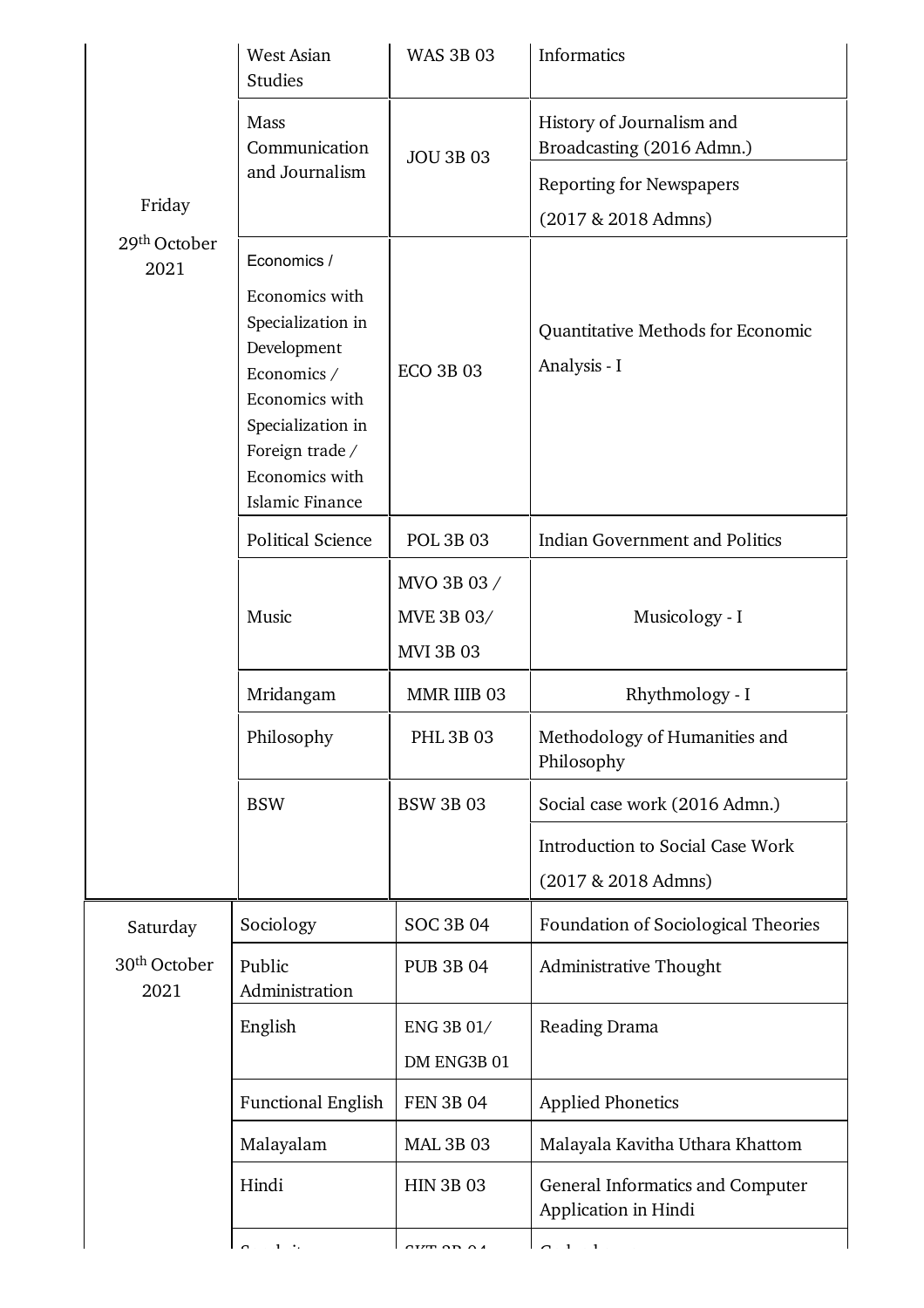| Date | Programme | Course Code | Course Title |
|---|---|---|---|
| Friday 29th October 2021 | West Asian Studies | WAS 3B 03 | Informatics |
| | Mass Communication and Journalism | JOU 3B 03 | History of Journalism and Broadcasting (2016 Admn.) |
| | | | Reporting for Newspapers (2017 & 2018 Admns) |
| | Economics / Economics with Specialization in Development Economics / Economics with Specialization in Foreign trade / Economics with Islamic Finance | ECO 3B 03 | Quantitative Methods for Economic Analysis - I |
| | Political Science | POL 3B 03 | Indian Government and Politics |
| | Music | MVO 3B 03 / MVE 3B 03/ MVI 3B 03 | Musicology - I |
| | Mridangam | MMR IIIB 03 | Rhythmology - I |
| | Philosophy | PHL 3B 03 | Methodology of Humanities and Philosophy |
| | BSW | BSW 3B 03 | Social case work (2016 Admn.) |
| | | | Introduction to Social Case Work (2017 & 2018 Admns) |
| Saturday 30th October 2021 | Sociology | SOC 3B 04 | Foundation of Sociological Theories |
| | Public Administration | PUB 3B 04 | Administrative Thought |
| | English | ENG 3B 01/ DM ENG3B 01 | Reading Drama |
| | Functional English | FEN 3B 04 | Applied Phonetics |
| | Malayalam | MAL 3B 03 | Malayala Kavitha Uthara Khattom |
| | Hindi | HIN 3B 03 | General Informatics and Computer Application in Hindi |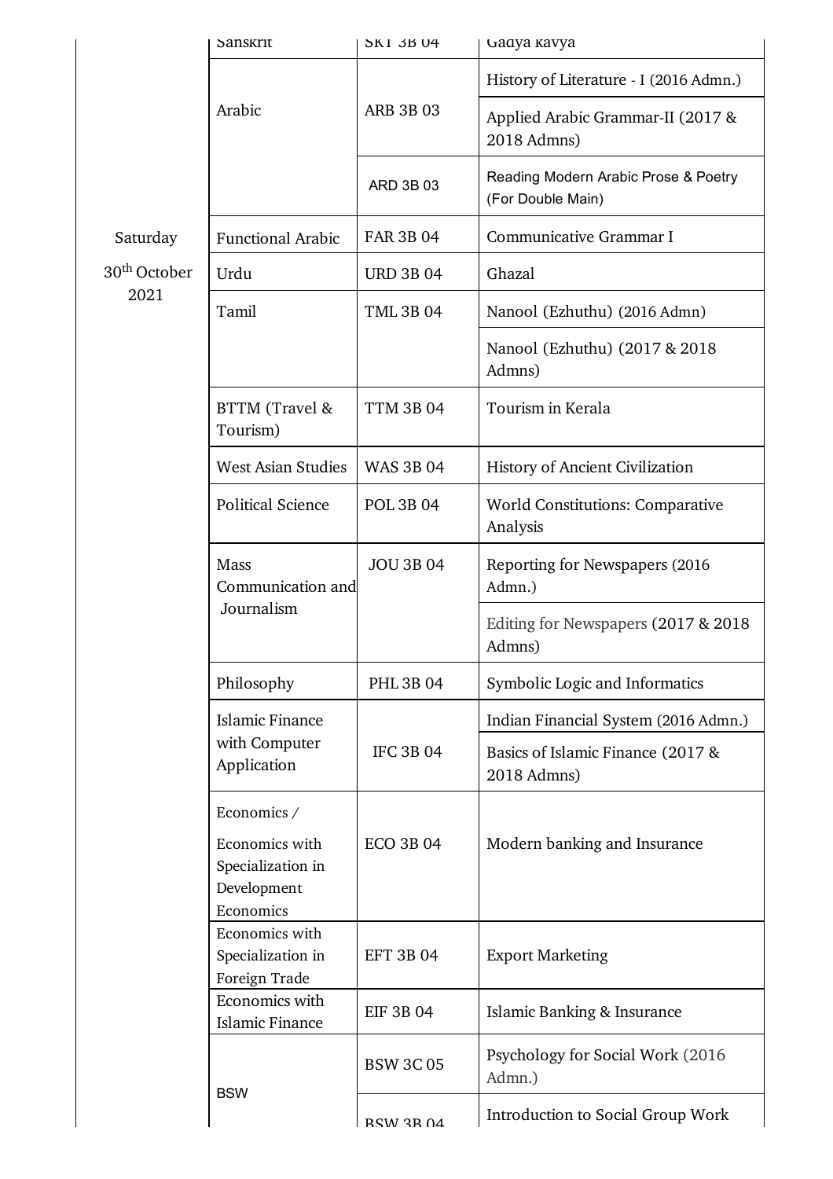| | | | |
|---|---|---|---|
| | Sanskrit | SKT 3B 04 | Gadya kavya |
| | Arabic | ARB 3B 03 | History of Literature - I (2016 Admn.) |
| | | | Applied Arabic Grammar-II (2017 & 2018 Admns) |
| | | ARD 3B 03 | Reading Modern Arabic Prose & Poetry (For Double Main) |
| Saturday 30th October 2021 | Functional Arabic | FAR 3B 04 | Communicative Grammar I |
| | Urdu | URD 3B 04 | Ghazal |
| | Tamil | TML 3B 04 | Nanool (Ezhuthu) (2016 Admn) |
| | | | Nanool (Ezhuthu) (2017 & 2018 Admns) |
| | BTTM (Travel & Tourism) | TTM 3B 04 | Tourism in Kerala |
| | West Asian Studies | WAS 3B 04 | History of Ancient Civilization |
| | Political Science | POL 3B 04 | World Constitutions: Comparative Analysis |
| | Mass Communication and Journalism | JOU 3B 04 | Reporting for Newspapers (2016 Admn.) |
| | | | Editing for Newspapers (2017 & 2018 Admns) |
| | Philosophy | PHL 3B 04 | Symbolic Logic and Informatics |
| | Islamic Finance with Computer Application | IFC 3B 04 | Indian Financial System (2016 Admn.) |
| | | | Basics of Islamic Finance (2017 & 2018 Admns) |
| | Economics / Economics with Specialization in Development Economics | ECO 3B 04 | Modern banking and Insurance |
| | Economics with Specialization in Foreign Trade | EFT 3B 04 | Export Marketing |
| | Economics with Islamic Finance | EIF 3B 04 | Islamic Banking & Insurance |
| | BSW | BSW 3C 05 | Psychology for Social Work (2016 Admn.) |
| | | BSW 3B 04 | Introduction to Social Group Work |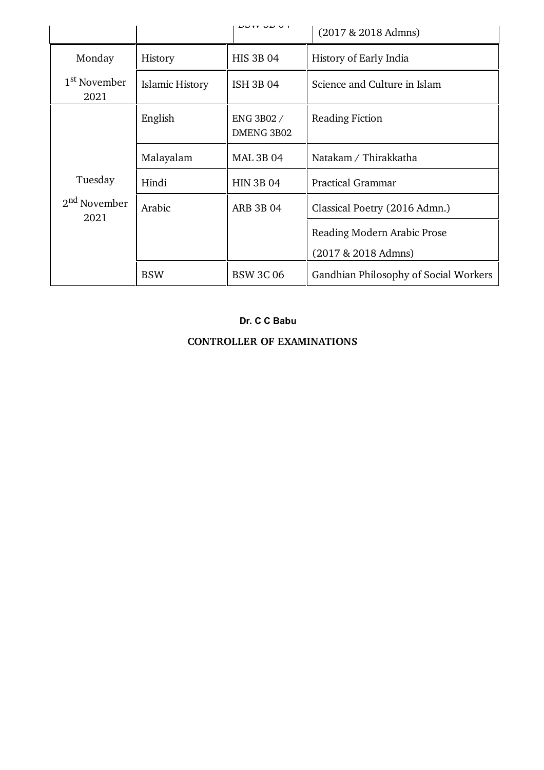| | | | |
|---|---|---|---|
| | | BSW 3B 04 | (2017 & 2018 Admns) |
| Monday 1st November 2021 | History | HIS 3B 04 | History of Early India |
| | Islamic History | ISH 3B 04 | Science and Culture in Islam |
| Tuesday 2nd November 2021 | English | ENG 3B02 / DMENG 3B02 | Reading Fiction |
| | Malayalam | MAL 3B 04 | Natakam / Thirakkatha |
| | Hindi | HIN 3B 04 | Practical Grammar |
| | Arabic | ARB 3B 04 | Classical Poetry (2016 Admn.) |
| | | | Reading Modern Arabic Prose (2017 & 2018 Admns) |
| | BSW | BSW 3C 06 | Gandhian Philosophy of Social Workers |

**Dr. C C Babu**

**CONTROLLER OF EXAMINATIONS**